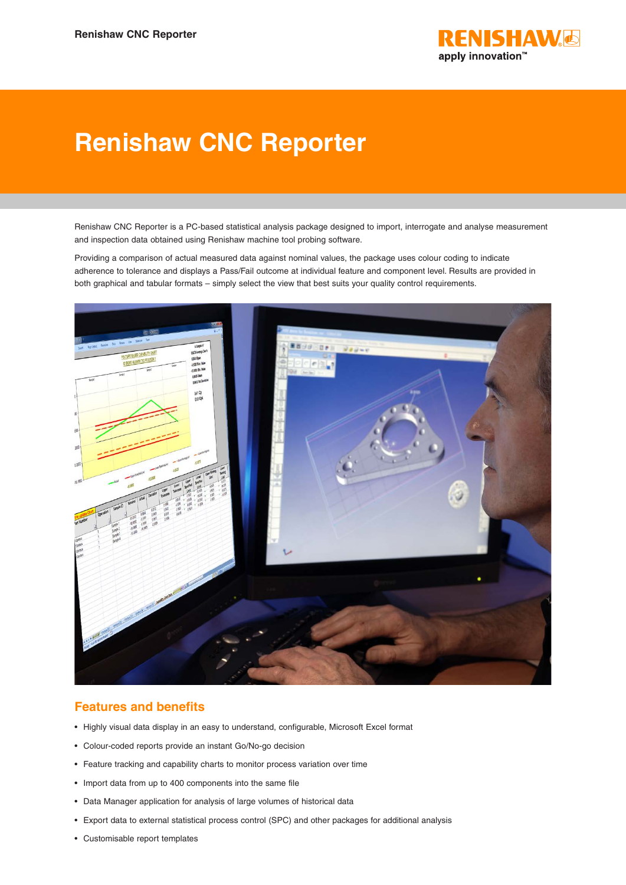# Renishaw CNC Reporter

Renishaw CNC Reporter is a PC-based statistical analysis package designed to import, interrogate and analyse measurement and inspection data obtained using Renishaw machine tool probing software.

Providing a comparison of actual measured data against nominal values, the package uses colour coding to indicate adherence to tolerance and displays a Pass/Fail outcome at individual feature and component level. Results are provided in both graphical and tabular formats – simply select the view that best suits your quality control requirements.

## Features and benefits

- Highly visual data display in an easy to understand, configurable, Microsoft Excel format
- Colour-coded reports provide an instant Go/No-go decision
- Feature tracking and capability charts to monitor process variation over time
- Import data from up to 400 components into the same file
- Data Manager application for analysis of large volumes of historical data
- Export data to external statistical process control (SPC) and other packages for additional analysis
- Customisable report templates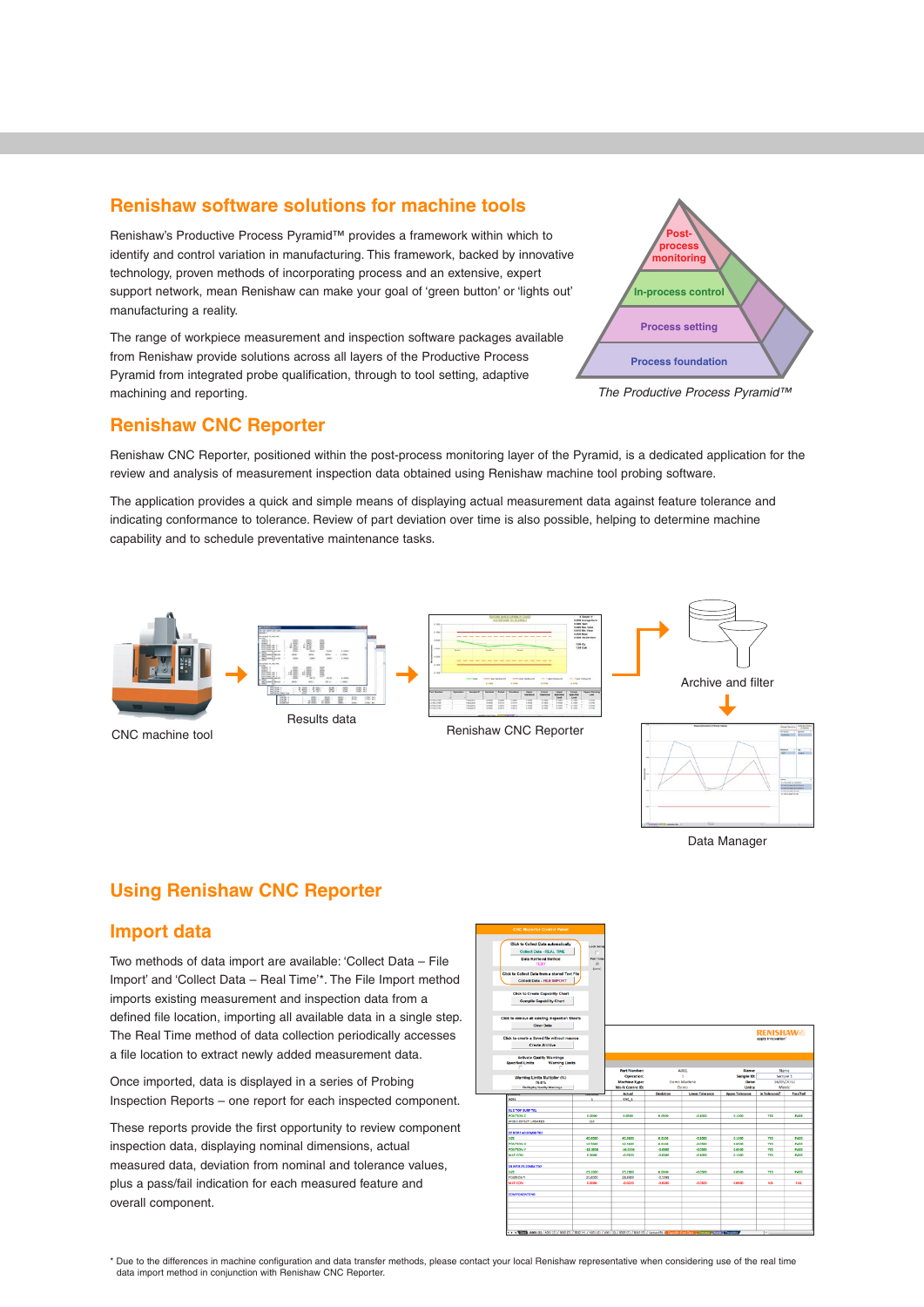## Renishaw software solutions for machine tools

Renishaw's Productive Process Pyramid™ provides a framework within which to identify and control variation in manufacturing. This framework, backed by innovative technology, proven methods of incorporating process and an extensive, expert support network, mean Renishaw can make your goal of 'green button' or 'lights out' manufacturing a reality.

The range of workpiece measurement and inspection software packages available from Renishaw provide solutions across all layers of the Productive Process Pyramid from integrated probe qualification, through to tool setting, adaptive machining and reporting.

Post-process monitoring

In-process control

Process setting

Process foundation

*The Productive Process Pyramid™*

## Renishaw CNC Reporter

Renishaw CNC Reporter, positioned within the post-process monitoring layer of the Pyramid, is a dedicated application for the review and analysis of measurement inspection data obtained using Renishaw machine tool probing software.

The application provides a quick and simple means of displaying actual measurement data against feature tolerance and indicating conformance to tolerance. Review of part deviation over time is also possible, helping to determine machine capability and to schedule preventative maintenance tasks.

CNC machine tool → Results data → Renishaw CNC Reporter → Archive and filter → Data Manager

## Using Renishaw CNC Reporter

### Import data

Two methods of data import are available: 'Collect Data – File Import' and 'Collect Data – Real Time'*. The File Import method imports existing measurement and inspection data from a defined file location, importing all available data in a single step. The Real Time method of data collection periodically accesses a file location to extract newly added measurement data.

Once imported, data is displayed in a series of Probing Inspection Reports – one report for each inspected component.

These reports provide the first opportunity to review component inspection data, displaying nominal dimensions, actual measured data, deviation from nominal and tolerance values, plus a pass/fail indication for each measured feature and overall component.

\* Due to the differences in machine configuration and data transfer methods, please contact your local Renishaw representative when considering use of the real time data import method in conjunction with Renishaw CNC Reporter.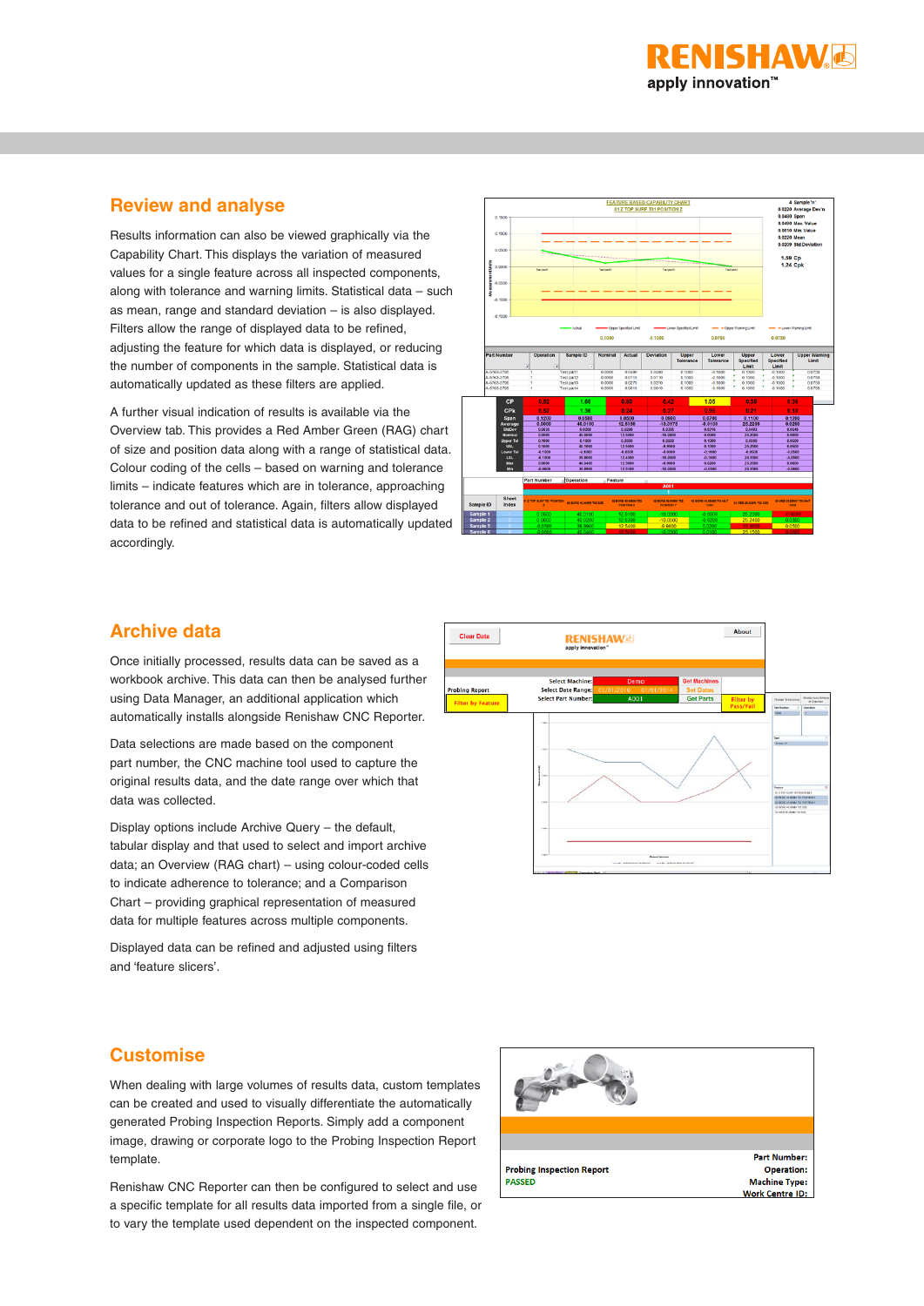## Review and analyse

Results information can also be viewed graphically via the Capability Chart. This displays the variation of measured values for a single feature across all inspected components, along with tolerance and warning limits. Statistical data – such as mean, range and standard deviation – is also displayed. Filters allow the range of displayed data to be refined, adjusting the feature for which data is displayed, or reducing the number of components in the sample. Statistical data is automatically updated as these filters are applied.

A further visual indication of results is available via the Overview tab. This provides a Red Amber Green (RAG) chart of size and position data along with a range of statistical data. Colour coding of the cells – based on warning and tolerance limits – indicate features which are in tolerance, approaching tolerance and out of tolerance. Again, filters allow displayed data to be refined and statistical data is automatically updated accordingly.

## Archive data

Once initially processed, results data can be saved as a workbook archive. This data can then be analysed further using Data Manager, an additional application which automatically installs alongside Renishaw CNC Reporter.

Data selections are made based on the component part number, the CNC machine tool used to capture the original results data, and the date range over which that data was collected.

Display options include Archive Query – the default, tabular display and that used to select and import archive data; an Overview (RAG chart) – using colour-coded cells to indicate adherence to tolerance; and a Comparison Chart – providing graphical representation of measured data for multiple features across multiple components.

Displayed data can be refined and adjusted using filters and 'feature slicers'.

## Customise

When dealing with large volumes of results data, custom templates can be created and used to visually differentiate the automatically generated Probing Inspection Reports. Simply add a component image, drawing or corporate logo to the Probing Inspection Report template.

Renishaw CNC Reporter can then be configured to select and use a specific template for all results data imported from a single file, or to vary the template used dependent on the inspected component.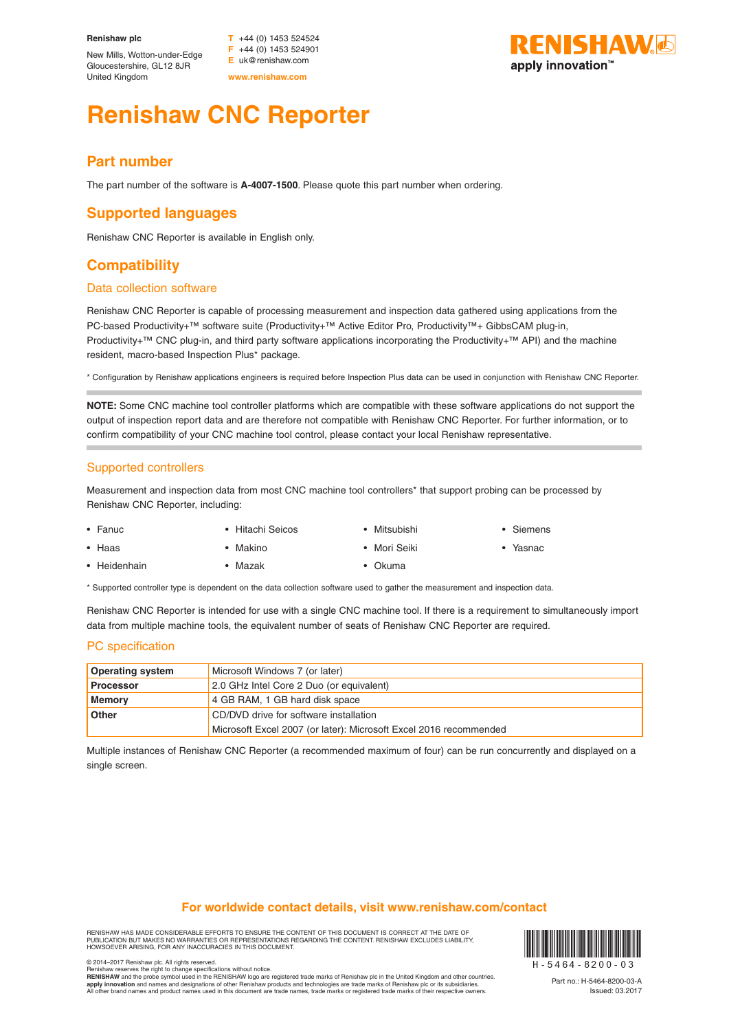**Renishaw plc**

New Mills, Wotton-under-Edge
Gloucestershire, GL12 8JR
United Kingdom

**T** +44 (0) 1453 524524
**F** +44 (0) 1453 524901
**E** uk@renishaw.com

**www.renishaw.com**

RENISHAW
apply innovation™

# Renishaw CNC Reporter

## Part number

The part number of the software is **A-4007-1500**. Please quote this part number when ordering.

## Supported languages

Renishaw CNC Reporter is available in English only.

## Compatibility

### Data collection software

Renishaw CNC Reporter is capable of processing measurement and inspection data gathered using applications from the PC-based Productivity+™ software suite (Productivity+™ Active Editor Pro, Productivity™+ GibbsCAM plug-in, Productivity+™ CNC plug-in, and third party software applications incorporating the Productivity+™ API) and the machine resident, macro-based Inspection Plus* package.

* Configuration by Renishaw applications engineers is required before Inspection Plus data can be used in conjunction with Renishaw CNC Reporter.

**NOTE:** Some CNC machine tool controller platforms which are compatible with these software applications do not support the output of inspection report data and are therefore not compatible with Renishaw CNC Reporter. For further information, or to confirm compatibility of your CNC machine tool control, please contact your local Renishaw representative.

### Supported controllers

Measurement and inspection data from most CNC machine tool controllers* that support probing can be processed by Renishaw CNC Reporter, including:

- Fanuc
- Haas
- Heidenhain
- Hitachi Seicos
- Makino
- Mazak
- Mitsubishi
- Mori Seiki
- Okuma
- Siemens
- Yasnac

* Supported controller type is dependent on the data collection software used to gather the measurement and inspection data.

Renishaw CNC Reporter is intended for use with a single CNC machine tool. If there is a requirement to simultaneously import data from multiple machine tools, the equivalent number of seats of Renishaw CNC Reporter are required.

### PC specification

| | |
|---|---|
| **Operating system** | Microsoft Windows 7 (or later) |
| **Processor** | 2.0 GHz Intel Core 2 Duo (or equivalent) |
| **Memory** | 4 GB RAM, 1 GB hard disk space |
| **Other** | CD/DVD drive for software installation<br>Microsoft Excel 2007 (or later): Microsoft Excel 2016 recommended |

Multiple instances of Renishaw CNC Reporter (a recommended maximum of four) can be run concurrently and displayed on a single screen.

**For worldwide contact details, visit www.renishaw.com/contact**

RENISHAW HAS MADE CONSIDERABLE EFFORTS TO ENSURE THE CONTENT OF THIS DOCUMENT IS CORRECT AT THE DATE OF PUBLICATION BUT MAKES NO WARRANTIES OR REPRESENTATIONS REGARDING THE CONTENT. RENISHAW EXCLUDES LIABILITY, HOWSOEVER ARISING, FOR ANY INACCURACIES IN THIS DOCUMENT.

© 2014–2017 Renishaw plc. All rights reserved.
Renishaw reserves the right to change specifications without notice.
**RENISHAW** and the probe symbol used in the RENISHAW logo are registered trade marks of Renishaw plc in the United Kingdom and other countries. **apply innovation** and names and designations of other Renishaw products and technologies are trade marks of Renishaw plc or its subsidiaries.
All other brand names and product names used in this document are trade names, trade marks or registered trade marks of their respective owners.

H-5464-8200-03

Part no.: H-5464-8200-03-A
Issued: 03.2017